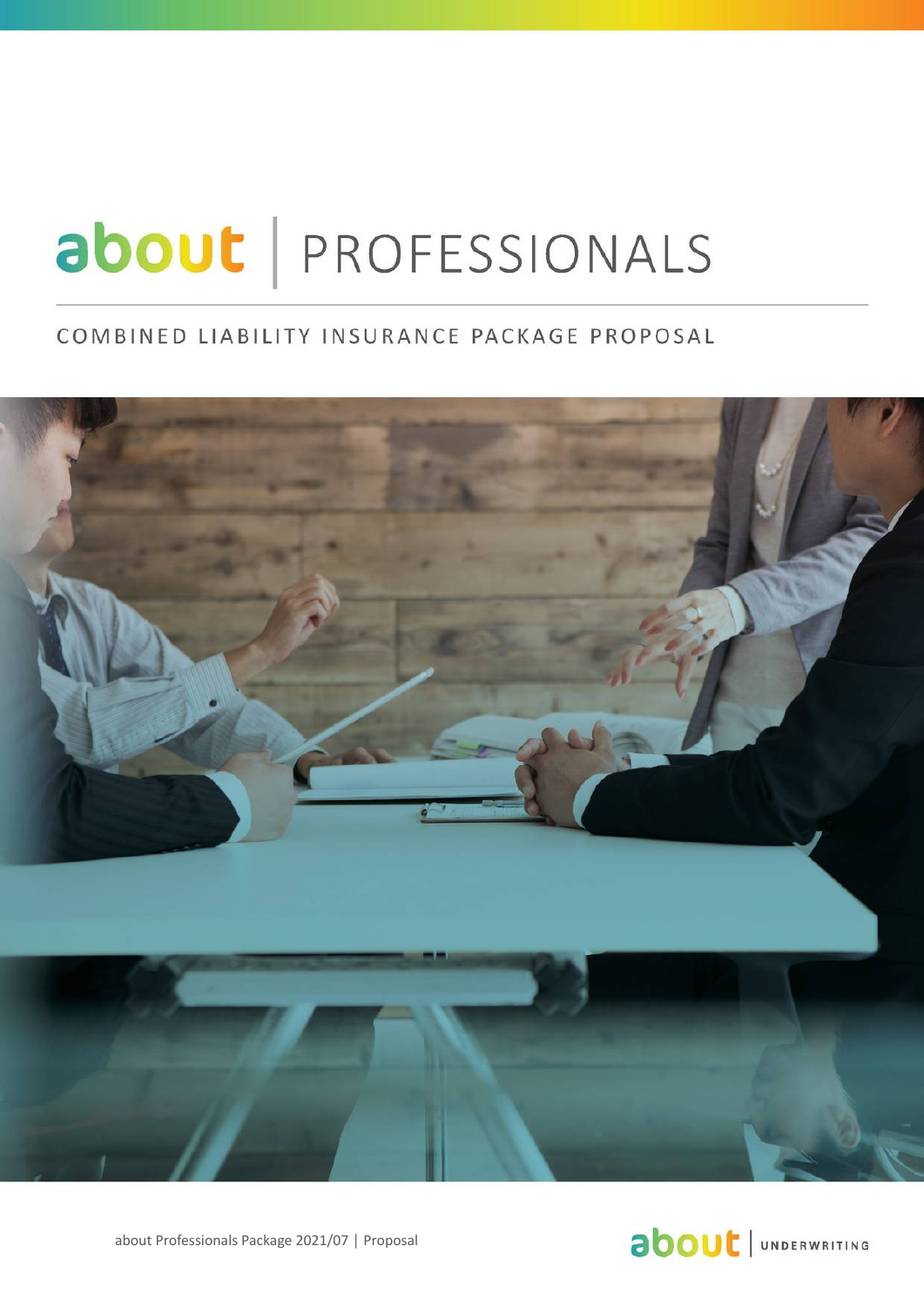# about | PROFESSIONALS

## COMBINED LIABILITY INSURANCE PACKAGE PROPOSAL

about Professionals Package 2021/07 | Proposal

about | UNDERWRITING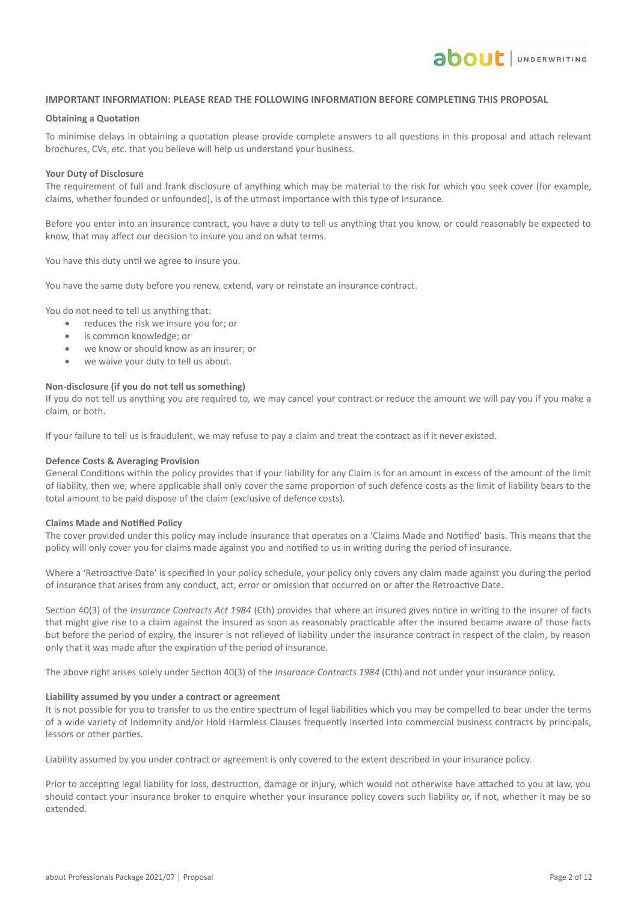**IMPORTANT INFORMATION: PLEASE READ THE FOLLOWING INFORMATION BEFORE COMPLETING THIS PROPOSAL**

**Obtaining a Quotation**

To minimise delays in obtaining a quotation please provide complete answers to all questions in this proposal and attach relevant brochures, CVs, etc. that you believe will help us understand your business.

**Your Duty of Disclosure**

The requirement of full and frank disclosure of anything which may be material to the risk for which you seek cover (for example, claims, whether founded or unfounded), is of the utmost importance with this type of insurance.

Before you enter into an insurance contract, you have a duty to tell us anything that you know, or could reasonably be expected to know, that may affect our decision to insure you and on what terms.

You have this duty until we agree to insure you.

You have the same duty before you renew, extend, vary or reinstate an insurance contract.

You do not need to tell us anything that:

- reduces the risk we insure you for; or
- is common knowledge; or
- we know or should know as an insurer; or
- we waive your duty to tell us about.

**Non-disclosure (if you do not tell us something)**

If you do not tell us anything you are required to, we may cancel your contract or reduce the amount we will pay you if you make a claim, or both.

If your failure to tell us is fraudulent, we may refuse to pay a claim and treat the contract as if it never existed.

**Defence Costs & Averaging Provision**

General Conditions within the policy provides that if your liability for any Claim is for an amount in excess of the amount of the limit of liability, then we, where applicable shall only cover the same proportion of such defence costs as the limit of liability bears to the total amount to be paid dispose of the claim (exclusive of defence costs).

**Claims Made and Notified Policy**

The cover provided under this policy may include insurance that operates on a 'Claims Made and Notified' basis. This means that the policy will only cover you for claims made against you and notified to us in writing during the period of insurance.

Where a 'Retroactive Date' is specified in your policy schedule, your policy only covers any claim made against you during the period of insurance that arises from any conduct, act, error or omission that occurred on or after the Retroactive Date.

Section 40(3) of the *Insurance Contracts Act 1984* (Cth) provides that where an insured gives notice in writing to the insurer of facts that might give rise to a claim against the insured as soon as reasonably practicable after the insured became aware of those facts but before the period of expiry, the insurer is not relieved of liability under the insurance contract in respect of the claim, by reason only that it was made after the expiration of the period of insurance.

The above right arises solely under Section 40(3) of the *Insurance Contracts 1984* (Cth) and not under your insurance policy.

**Liability assumed by you under a contract or agreement**

It is not possible for you to transfer to us the entire spectrum of legal liabilities which you may be compelled to bear under the terms of a wide variety of Indemnity and/or Hold Harmless Clauses frequently inserted into commercial business contracts by principals, lessors or other parties.

Liability assumed by you under contract or agreement is only covered to the extent described in your insurance policy.

Prior to accepting legal liability for loss, destruction, damage or injury, which would not otherwise have attached to you at law, you should contact your insurance broker to enquire whether your insurance policy covers such liability or, if not, whether it may be so extended.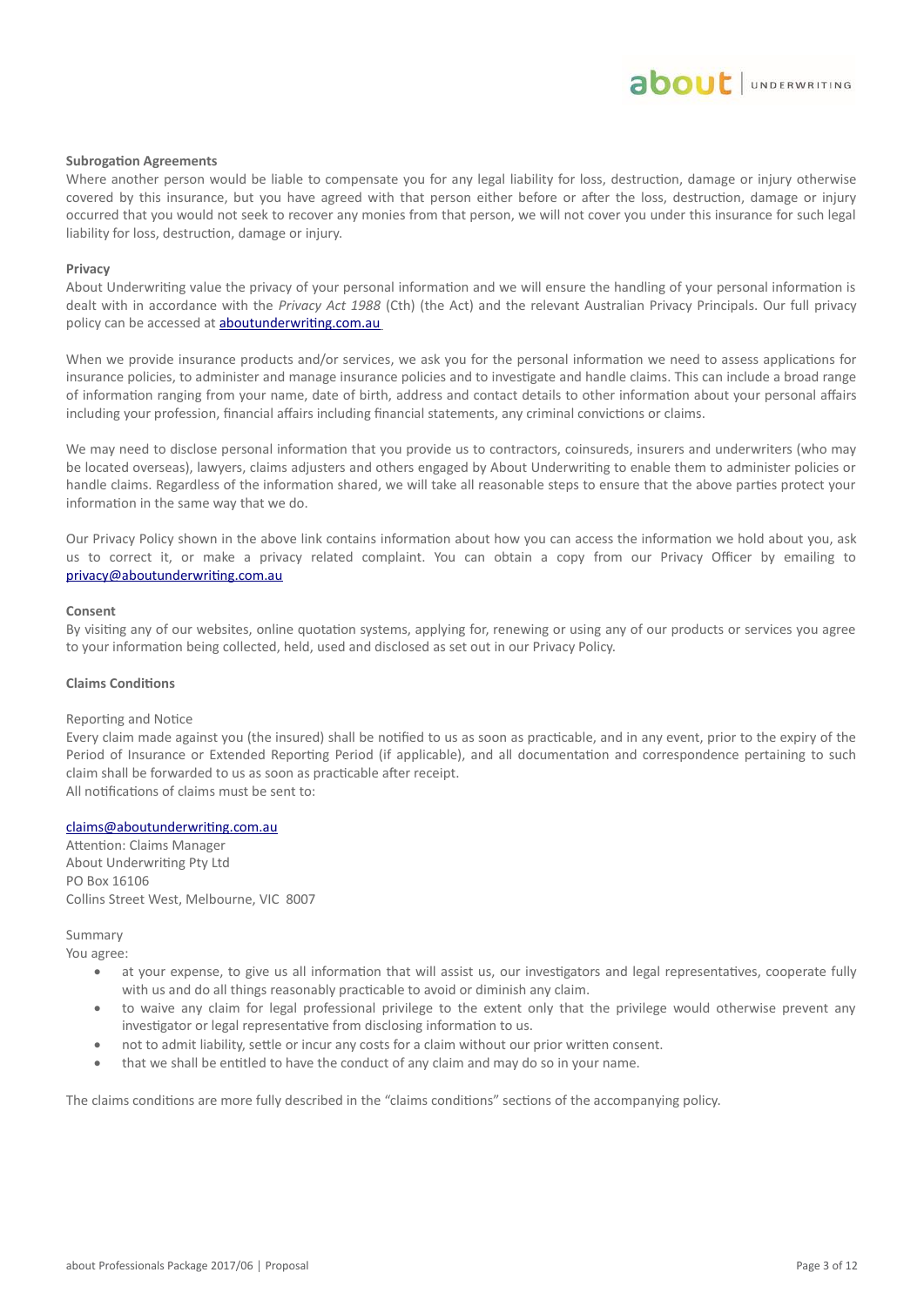**Subrogation Agreements**

Where another person would be liable to compensate you for any legal liability for loss, destruction, damage or injury otherwise covered by this insurance, but you have agreed with that person either before or after the loss, destruction, damage or injury occurred that you would not seek to recover any monies from that person, we will not cover you under this insurance for such legal liability for loss, destruction, damage or injury.

**Privacy**

About Underwriting value the privacy of your personal information and we will ensure the handling of your personal information is dealt with in accordance with the *Privacy Act 1988* (Cth) (the Act) and the relevant Australian Privacy Principals. Our full privacy policy can be accessed at aboutunderwriting.com.au

When we provide insurance products and/or services, we ask you for the personal information we need to assess applications for insurance policies, to administer and manage insurance policies and to investigate and handle claims. This can include a broad range of information ranging from your name, date of birth, address and contact details to other information about your personal affairs including your profession, financial affairs including financial statements, any criminal convictions or claims.

We may need to disclose personal information that you provide us to contractors, coinsureds, insurers and underwriters (who may be located overseas), lawyers, claims adjusters and others engaged by About Underwriting to enable them to administer policies or handle claims. Regardless of the information shared, we will take all reasonable steps to ensure that the above parties protect your information in the same way that we do.

Our Privacy Policy shown in the above link contains information about how you can access the information we hold about you, ask us to correct it, or make a privacy related complaint. You can obtain a copy from our Privacy Officer by emailing to privacy@aboutunderwriting.com.au

**Consent**

By visiting any of our websites, online quotation systems, applying for, renewing or using any of our products or services you agree to your information being collected, held, used and disclosed as set out in our Privacy Policy.

**Claims Conditions**

Reporting and Notice

Every claim made against you (the insured) shall be notified to us as soon as practicable, and in any event, prior to the expiry of the Period of Insurance or Extended Reporting Period (if applicable), and all documentation and correspondence pertaining to such claim shall be forwarded to us as soon as practicable after receipt.
All notifications of claims must be sent to:

claims@aboutunderwriting.com.au
Attention: Claims Manager
About Underwriting Pty Ltd
PO Box 16106
Collins Street West, Melbourne, VIC 8007

Summary
You agree:

- at your expense, to give us all information that will assist us, our investigators and legal representatives, cooperate fully with us and do all things reasonably practicable to avoid or diminish any claim.
- to waive any claim for legal professional privilege to the extent only that the privilege would otherwise prevent any investigator or legal representative from disclosing information to us.
- not to admit liability, settle or incur any costs for a claim without our prior written consent.
- that we shall be entitled to have the conduct of any claim and may do so in your name.

The claims conditions are more fully described in the "claims conditions" sections of the accompanying policy.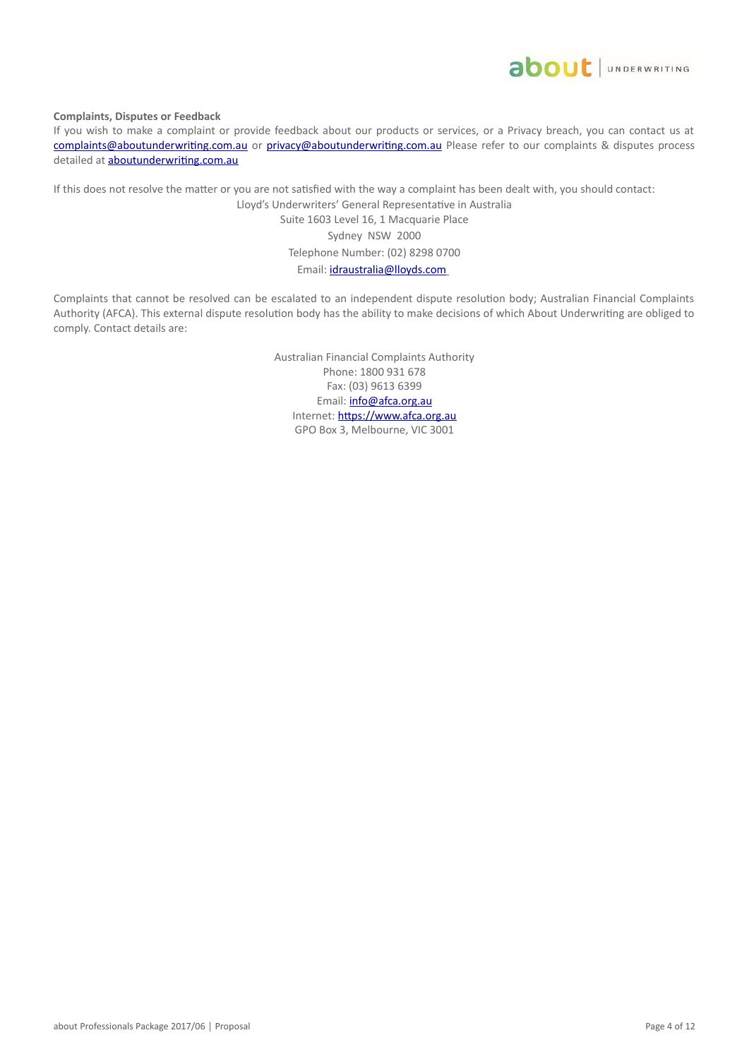**Complaints, Disputes or Feedback**

If you wish to make a complaint or provide feedback about our products or services, or a Privacy breach, you can contact us at complaints@aboutunderwriting.com.au or privacy@aboutunderwriting.com.au Please refer to our complaints & disputes process detailed at aboutunderwriting.com.au

If this does not resolve the matter or you are not satisfied with the way a complaint has been dealt with, you should contact:

Lloyd's Underwriters' General Representative in Australia
Suite 1603 Level 16, 1 Macquarie Place
Sydney NSW 2000
Telephone Number: (02) 8298 0700
Email: idraustralia@lloyds.com

Complaints that cannot be resolved can be escalated to an independent dispute resolution body; Australian Financial Complaints Authority (AFCA). This external dispute resolution body has the ability to make decisions of which About Underwriting are obliged to comply. Contact details are:

Australian Financial Complaints Authority
Phone: 1800 931 678
Fax: (03) 9613 6399
Email: info@afca.org.au
Internet: https://www.afca.org.au
GPO Box 3, Melbourne, VIC 3001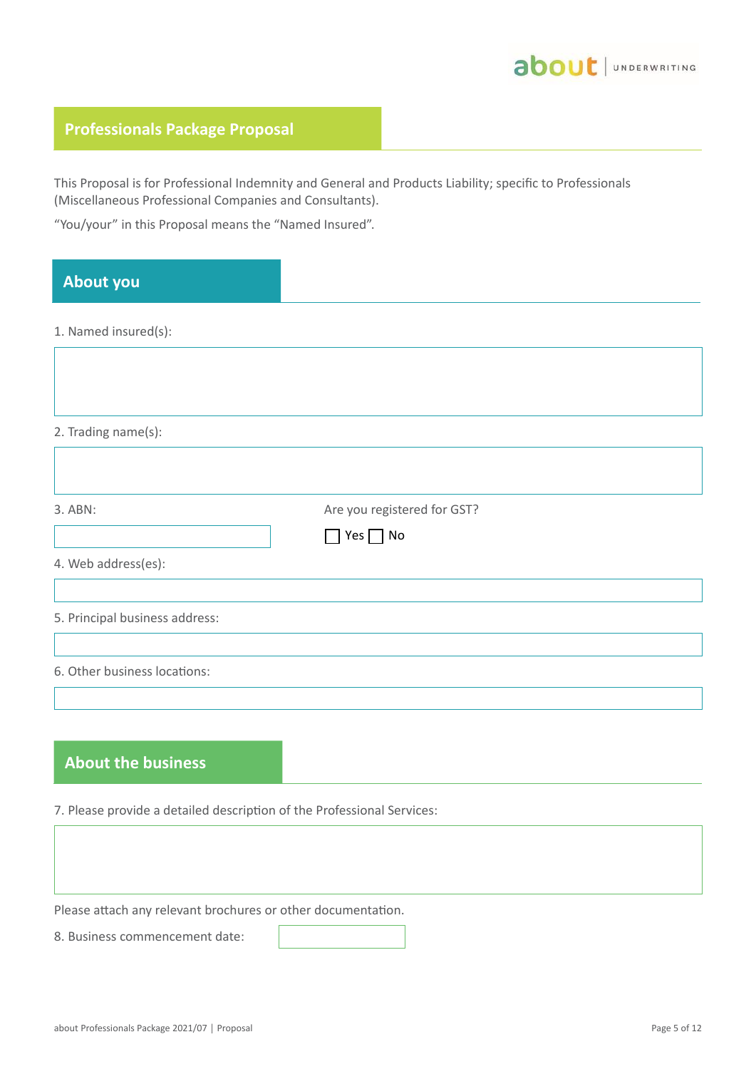# Professionals Package Proposal

This Proposal is for Professional Indemnity and General and Products Liability; specific to Professionals (Miscellaneous Professional Companies and Consultants).

"You/your" in this Proposal means the "Named Insured".

## About you

1. Named insured(s):

2. Trading name(s):

3. ABN:

Are you registered for GST?

☐ Yes ☐ No

4. Web address(es):

5. Principal business address:

6. Other business locations:

## About the business

7. Please provide a detailed description of the Professional Services:

Please attach any relevant brochures or other documentation.

8. Business commencement date: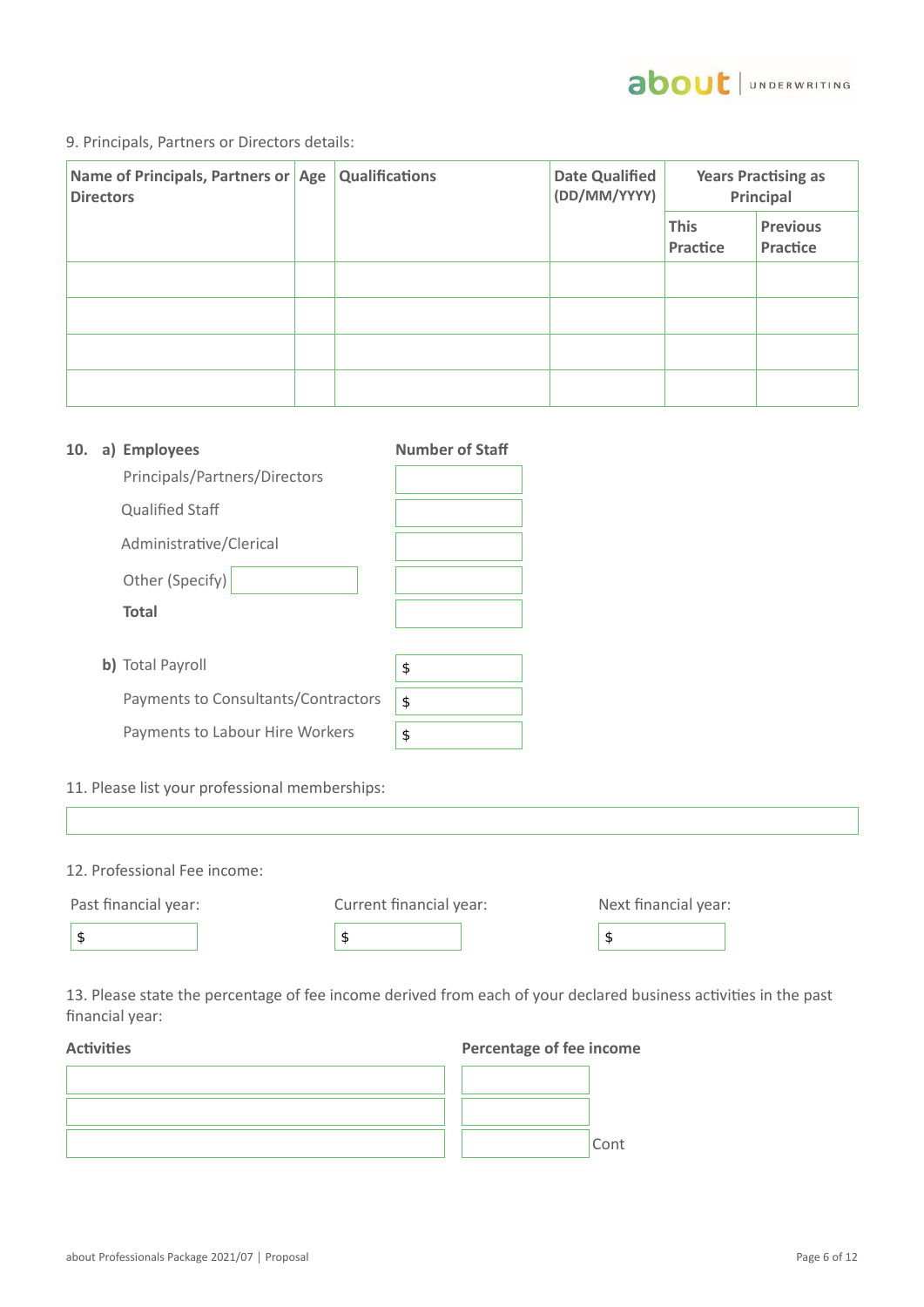9. Principals, Partners or Directors details:

| Name of Principals, Partners or Directors | Age | Qualifications | Date Qualified (DD/MM/YYYY) | Years Practising as Principal | |
|---|---|---|---|---|---|
| | | | | This Practice | Previous Practice |
| | | | | | |
| | | | | | |
| | | | | | |
| | | | | | |

**10. a) Employees**

| | Number of Staff |
|---|---|
| Principals/Partners/Directors | |
| Qualified Staff | |
| Administrative/Clerical | |
| Other (Specify) | |
| **Total** | |

**b)** Total Payroll $

Payments to Consultants/Contractors $

Payments to Labour Hire Workers $

11. Please list your professional memberships:

12. Professional Fee income:

Past financial year: $

Current financial year: $

Next financial year: $

13. Please state the percentage of fee income derived from each of your declared business activities in the past financial year:

| Activities | Percentage of fee income |
|---|---|
| | |
| | |
| | |

Cont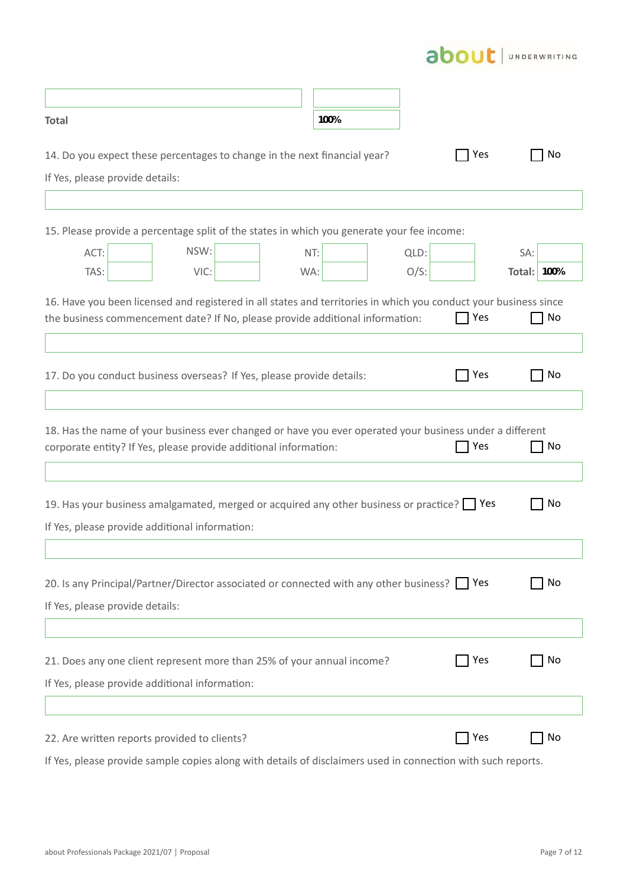| | |
|---|---|
| | |
| **Total** | **100%** |

14. Do you expect these percentages to change in the next financial year? ☐ Yes ☐ No

If Yes, please provide details:

| |
|---|
| |

15. Please provide a percentage split of the states in which you generate your fee income:

| | | | | | | | | | |
|---|---|---|---|---|---|---|---|---|---|
| ACT: | | NSW: | | NT: | | QLD: | | SA: | |
| TAS: | | VIC: | | WA: | | O/S: | | **Total:** | **100%** |

16. Have you been licensed and registered in all states and territories in which you conduct your business since the business commencement date? If No, please provide additional information: ☐ Yes ☐ No

| |
|---|
| |

17. Do you conduct business overseas? If Yes, please provide details: ☐ Yes ☐ No

| |
|---|
| |

18. Has the name of your business ever changed or have you ever operated your business under a different corporate entity? If Yes, please provide additional information: ☐ Yes ☐ No

| |
|---|
| |

19. Has your business amalgamated, merged or acquired any other business or practice? ☐ Yes ☐ No

If Yes, please provide additional information:

| |
|---|
| |

20. Is any Principal/Partner/Director associated or connected with any other business? ☐ Yes ☐ No

If Yes, please provide details:

| |
|---|
| |

21. Does any one client represent more than 25% of your annual income? ☐ Yes ☐ No

If Yes, please provide additional information:

| |
|---|
| |

22. Are written reports provided to clients? ☐ Yes ☐ No

If Yes, please provide sample copies along with details of disclaimers used in connection with such reports.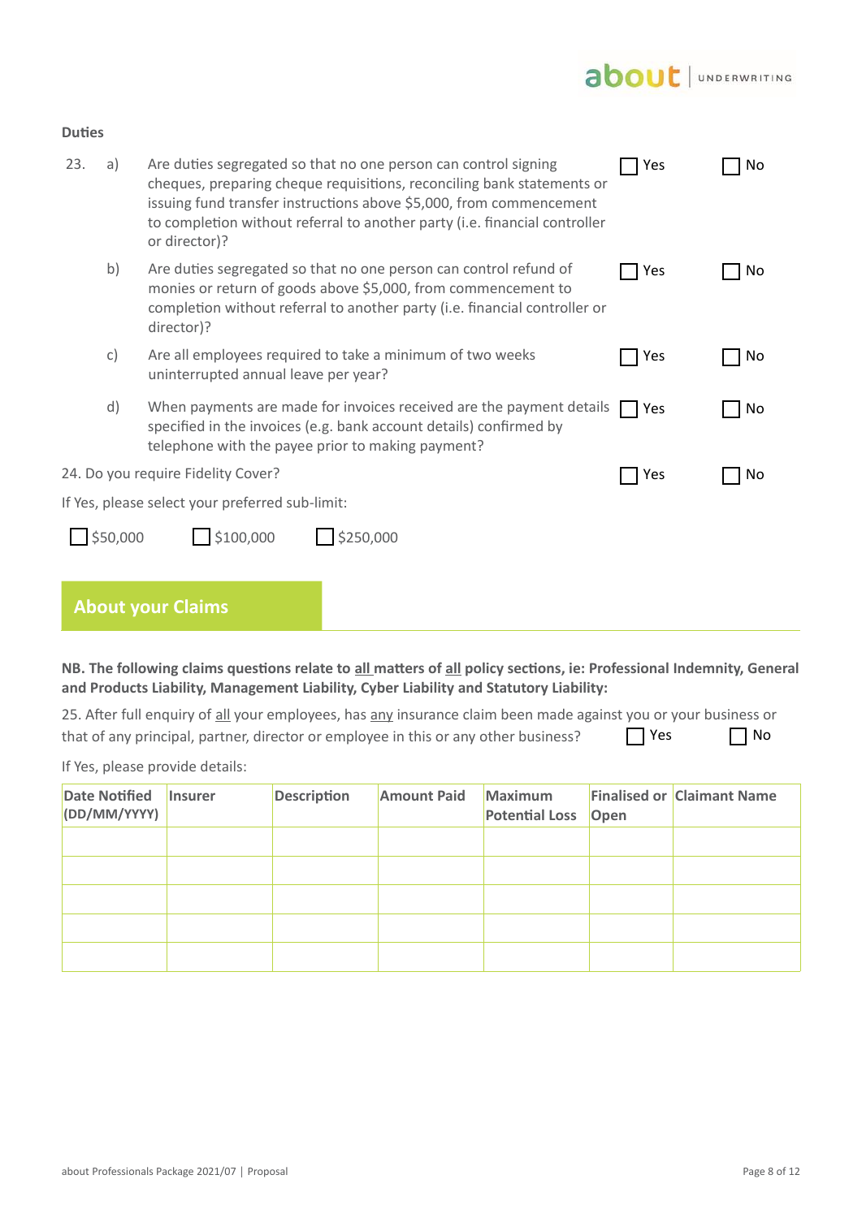### Duties

23. a) Are duties segregated so that no one person can control signing cheques, preparing cheque requisitions, reconciling bank statements or issuing fund transfer instructions above $5,000, from commencement to completion without referral to another party (i.e. financial controller or director)? ☐ Yes ☐ No

    b) Are duties segregated so that no one person can control refund of monies or return of goods above $5,000, from commencement to completion without referral to another party (i.e. financial controller or director)? ☐ Yes ☐ No

    c) Are all employees required to take a minimum of two weeks uninterrupted annual leave per year? ☐ Yes ☐ No

    d) When payments are made for invoices received are the payment details specified in the invoices (e.g. bank account details) confirmed by telephone with the payee prior to making payment? ☐ Yes ☐ No

24. Do you require Fidelity Cover? ☐ Yes ☐ No

If Yes, please select your preferred sub-limit:

☐ $50,000 ☐ $100,000 ☐ $250,000

## About your Claims

**NB. The following claims questions relate to all matters of all policy sections, ie: Professional Indemnity, General and Products Liability, Management Liability, Cyber Liability and Statutory Liability:**

25. After full enquiry of all your employees, has any insurance claim been made against you or your business or that of any principal, partner, director or employee in this or any other business? ☐ Yes ☐ No

If Yes, please provide details:

| Date Notified (DD/MM/YYYY) | Insurer | Description | Amount Paid | Maximum Potential Loss | Finalised or Open | Claimant Name |
|---|---|---|---|---|---|---|
| | | | | | | |
| | | | | | | |
| | | | | | | |
| | | | | | | |
| | | | | | | |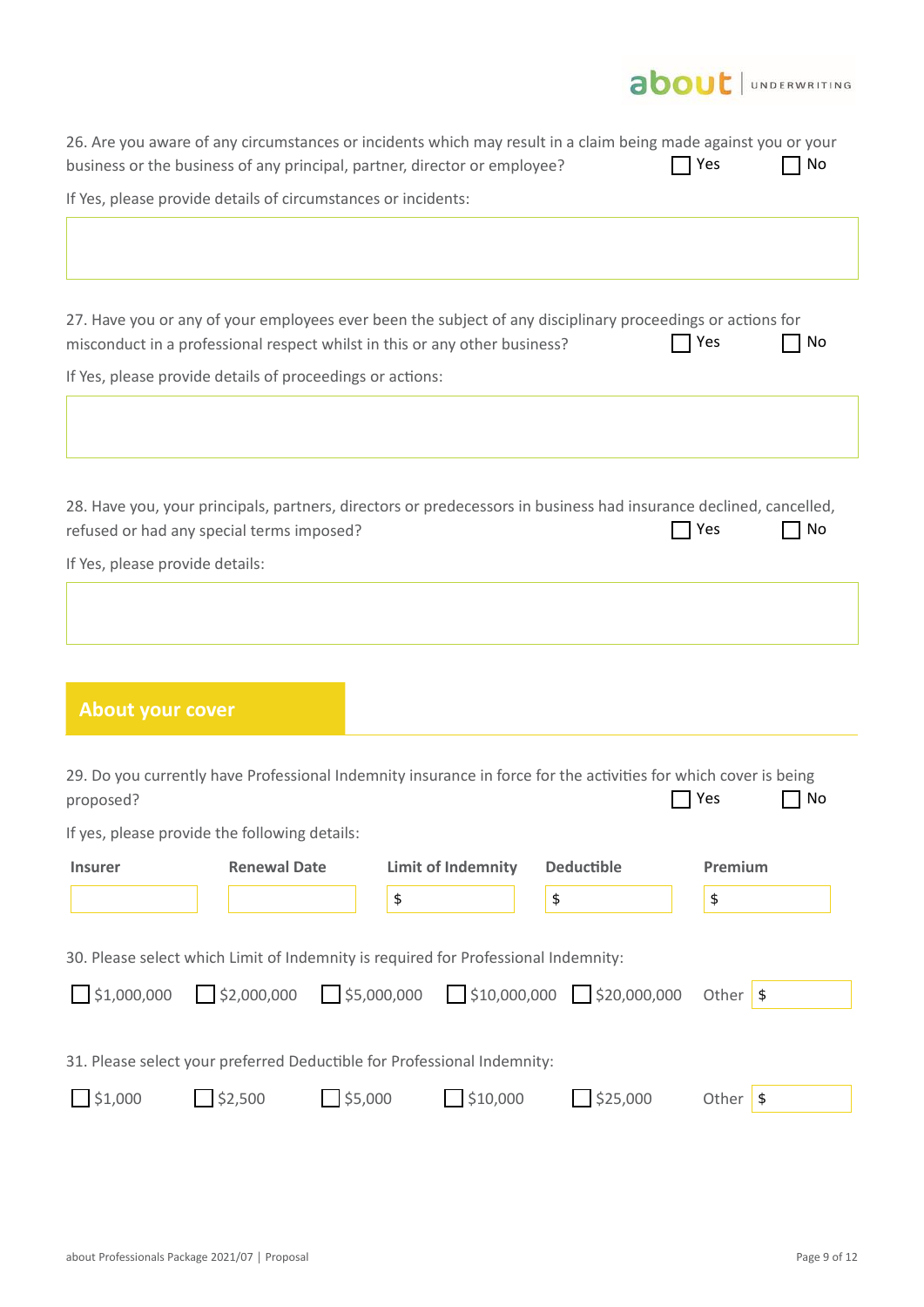26. Are you aware of any circumstances or incidents which may result in a claim being made against you or your business or the business of any principal, partner, director or employee? ☐ Yes ☐ No

If Yes, please provide details of circumstances or incidents:

27. Have you or any of your employees ever been the subject of any disciplinary proceedings or actions for misconduct in a professional respect whilst in this or any other business? ☐ Yes ☐ No

If Yes, please provide details of proceedings or actions:

28. Have you, your principals, partners, directors or predecessors in business had insurance declined, cancelled, refused or had any special terms imposed? ☐ Yes ☐ No

If Yes, please provide details:

## About your cover

29. Do you currently have Professional Indemnity insurance in force for the activities for which cover is being proposed? ☐ Yes ☐ No

If yes, please provide the following details:

| Insurer | Renewal Date | Limit of Indemnity | Deductible | Premium |
|---|---|---|---|---|
| | | $ | $ | $ |

30. Please select which Limit of Indemnity is required for Professional Indemnity:

☐ $1,000,000 ☐ $2,000,000 ☐ $5,000,000 ☐ $10,000,000 ☐ $20,000,000 Other $

31. Please select your preferred Deductible for Professional Indemnity:

☐ $1,000 ☐ $2,500 ☐ $5,000 ☐ $10,000 ☐ $25,000 Other $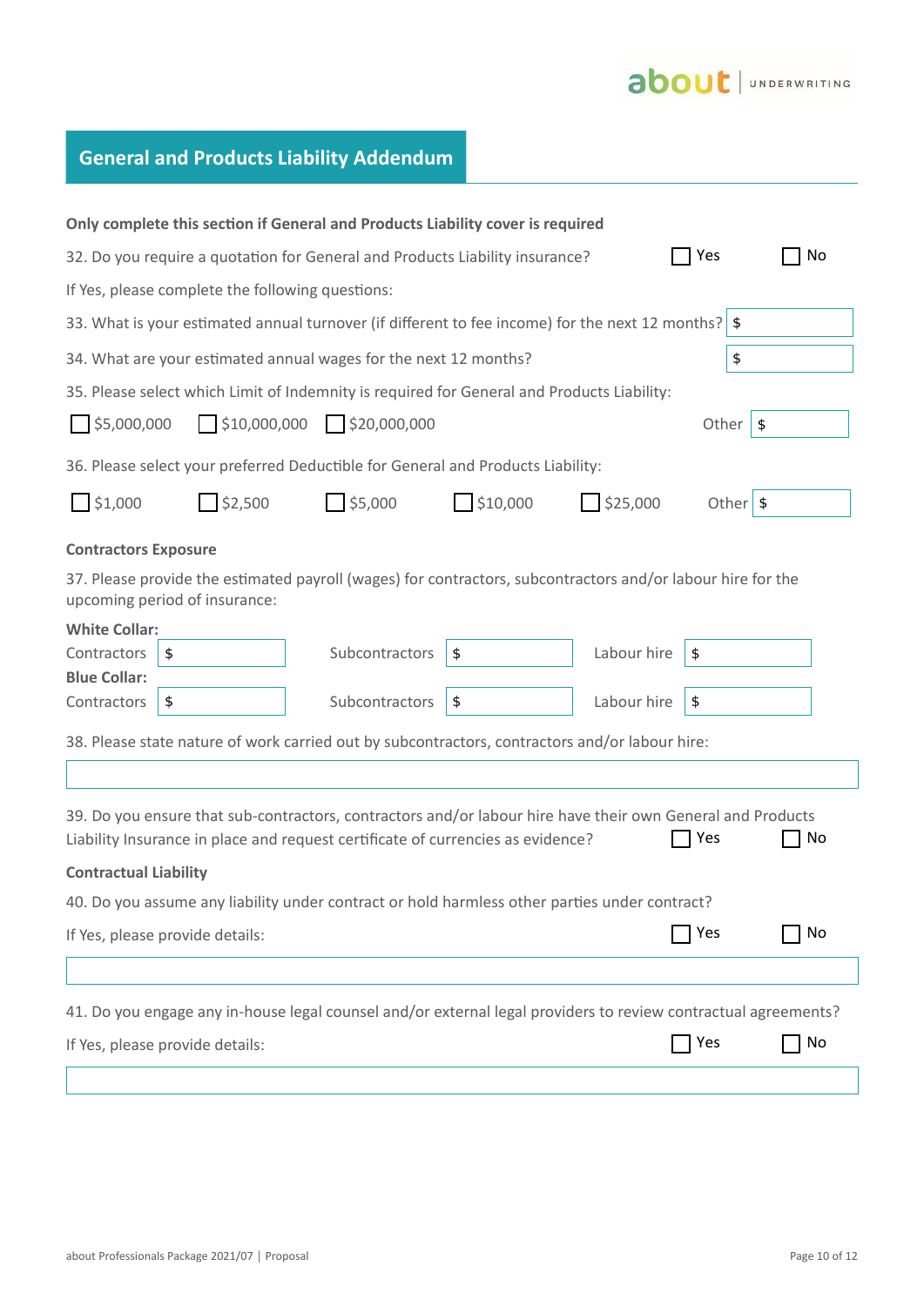## General and Products Liability Addendum

**Only complete this section if General and Products Liability cover is required**

32. Do you require a quotation for General and Products Liability insurance? ☐ Yes ☐ No

If Yes, please complete the following questions:

33. What is your estimated annual turnover (if different to fee income) for the next 12 months? $

34. What are your estimated annual wages for the next 12 months? $

35. Please select which Limit of Indemnity is required for General and Products Liability:

☐ $5,000,000 ☐ $10,000,000 ☐ $20,000,000 Other $

36. Please select your preferred Deductible for General and Products Liability:

☐ $1,000 ☐ $2,500 ☐ $5,000 ☐ $10,000 ☐ $25,000 Other $

**Contractors Exposure**

37. Please provide the estimated payroll (wages) for contractors, subcontractors and/or labour hire for the upcoming period of insurance:

**White Collar:**

Contractors $ Subcontractors $ Labour hire $

**Blue Collar:**

Contractors $ Subcontractors $ Labour hire $

38. Please state nature of work carried out by subcontractors, contractors and/or labour hire:

39. Do you ensure that sub-contractors, contractors and/or labour hire have their own General and Products Liability Insurance in place and request certificate of currencies as evidence? ☐ Yes ☐ No

**Contractual Liability**

40. Do you assume any liability under contract or hold harmless other parties under contract?

If Yes, please provide details: ☐ Yes ☐ No

41. Do you engage any in-house legal counsel and/or external legal providers to review contractual agreements?

If Yes, please provide details: ☐ Yes ☐ No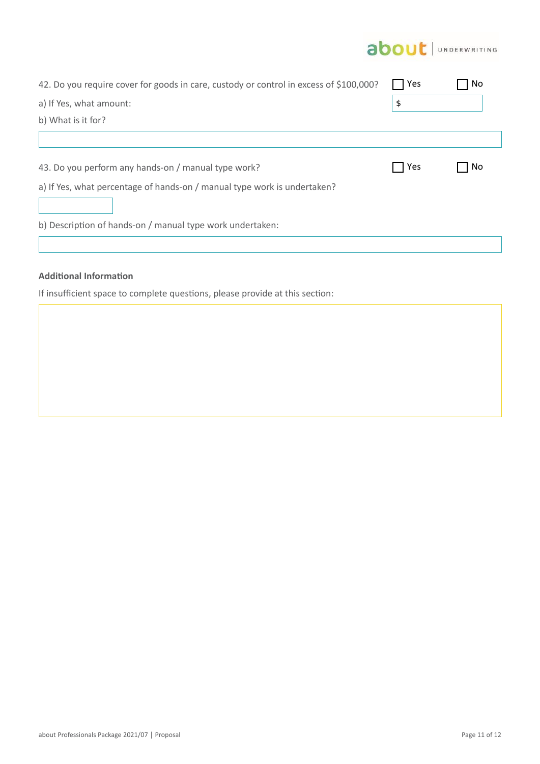42. Do you require cover for goods in care, custody or control in excess of $100,000? ☐ Yes ☐ No

a) If Yes, what amount: $

b) What is it for?

43. Do you perform any hands-on / manual type work? ☐ Yes ☐ No

a) If Yes, what percentage of hands-on / manual type work is undertaken?

b) Description of hands-on / manual type work undertaken:

**Additional Information**

If insufficient space to complete questions, please provide at this section: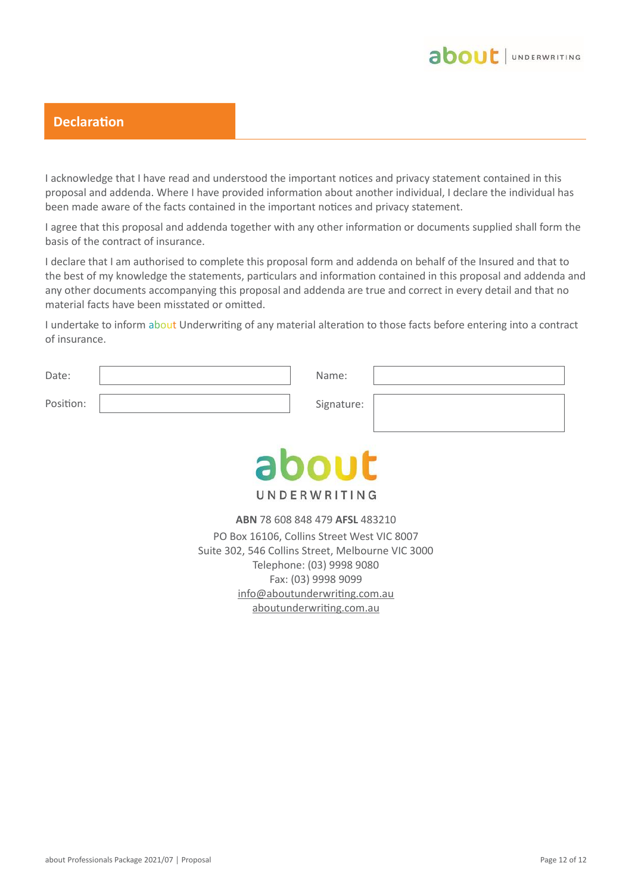## Declaration

I acknowledge that I have read and understood the important notices and privacy statement contained in this proposal and addenda. Where I have provided information about another individual, I declare the individual has been made aware of the facts contained in the important notices and privacy statement.

I agree that this proposal and addenda together with any other information or documents supplied shall form the basis of the contract of insurance.

I declare that I am authorised to complete this proposal form and addenda on behalf of the Insured and that to the best of my knowledge the statements, particulars and information contained in this proposal and addenda and any other documents accompanying this proposal and addenda are true and correct in every detail and that no material facts have been misstated or omitted.

I undertake to inform about Underwriting of any material alteration to those facts before entering into a contract of insurance.

| | | | |
|---|---|---|---|
| Date: | | Name: | |
| Position: | | Signature: | |

about
UNDERWRITING

**ABN** 78 608 848 479 **AFSL** 483210
PO Box 16106, Collins Street West VIC 8007
Suite 302, 546 Collins Street, Melbourne VIC 3000
Telephone: (03) 9998 9080
Fax: (03) 9998 9099
info@aboutunderwriting.com.au
aboutunderwriting.com.au